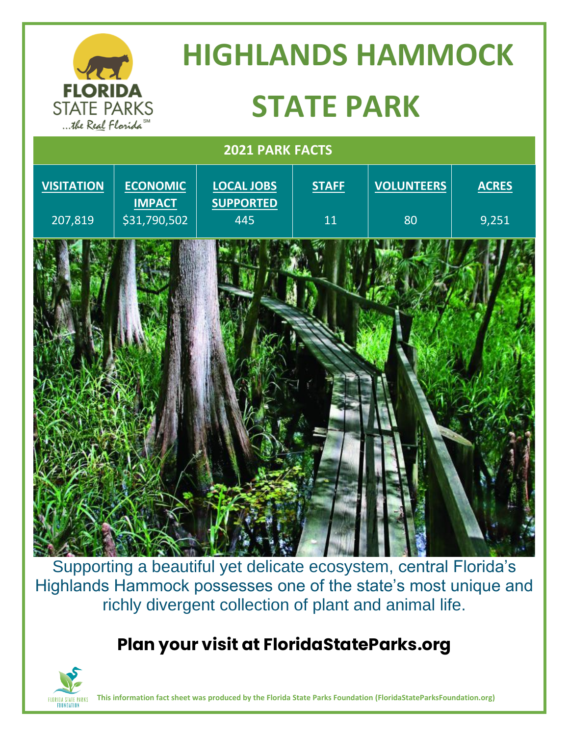# HIGHLANDS HAMMOCK STATE PARK

FLORIDA STATE PARKS
...the Real Florida℠

## 2021 PARK FACTS

| VISITATION | ECONOMIC IMPACT | LOCAL JOBS SUPPORTED | STAFF | VOLUNTEERS | ACRES |
|---|---|---|---|---|---|
| 207,819 | $31,790,502 | 445 | 11 | 80 | 9,251 |

Supporting a beautiful yet delicate ecosystem, central Florida's Highlands Hammock possesses one of the state's most unique and richly divergent collection of plant and animal life.

**Plan your visit at FloridaStateParks.org**

FLORIDA STATE PARKS FOUNDATION

**This information fact sheet was produced by the Florida State Parks Foundation (FloridaStateParksFoundation.org)**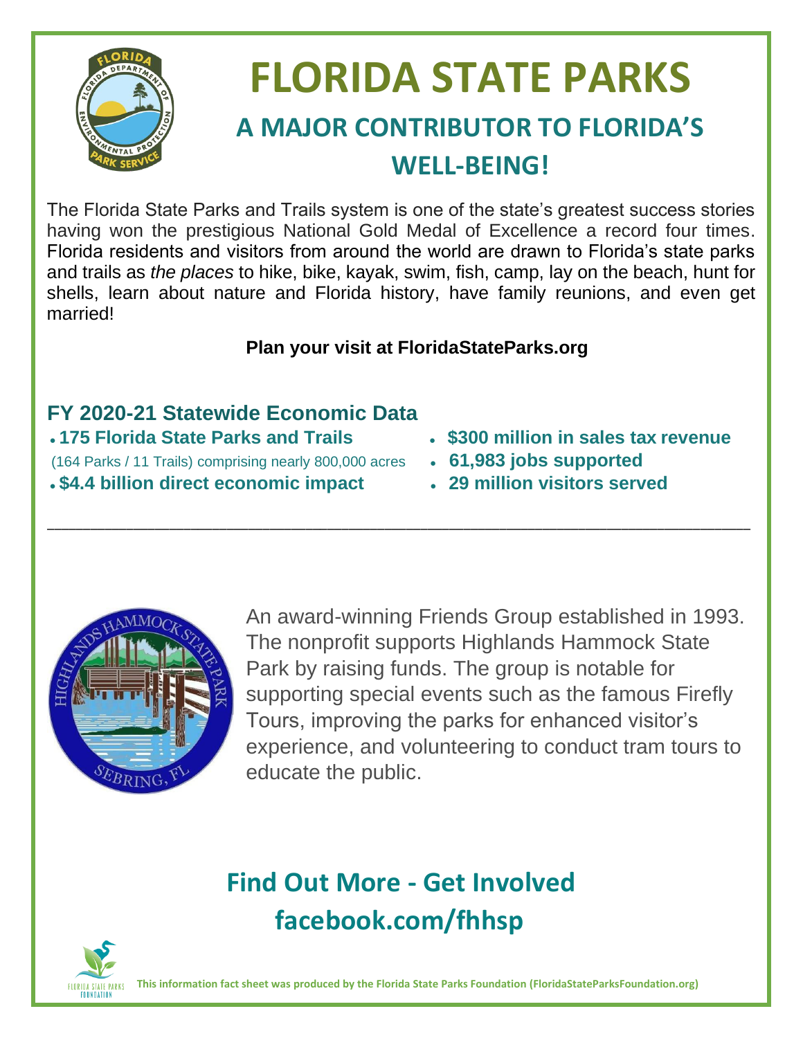# FLORIDA STATE PARKS

## A MAJOR CONTRIBUTOR TO FLORIDA'S WELL-BEING!

The Florida State Parks and Trails system is one of the state's greatest success stories having won the prestigious National Gold Medal of Excellence a record four times. Florida residents and visitors from around the world are drawn to Florida's state parks and trails as *the places* to hike, bike, kayak, swim, fish, camp, lay on the beach, hunt for shells, learn about nature and Florida history, have family reunions, and even get married!

**Plan your visit at FloridaStateParks.org**

### FY 2020-21 Statewide Economic Data

- **175 Florida State Parks and Trails**
  (164 Parks / 11 Trails) comprising nearly 800,000 acres
- **$4.4 billion direct economic impact**
- **$300 million in sales tax revenue**
- **61,983 jobs supported**
- **29 million visitors served**

---

An award-winning Friends Group established in 1993. The nonprofit supports Highlands Hammock State Park by raising funds. The group is notable for supporting special events such as the famous Firefly Tours, improving the parks for enhanced visitor's experience, and volunteering to conduct tram tours to educate the public.

## Find Out More - Get Involved

## facebook.com/fhhsp

**This information fact sheet was produced by the Florida State Parks Foundation (FloridaStateParksFoundation.org)**